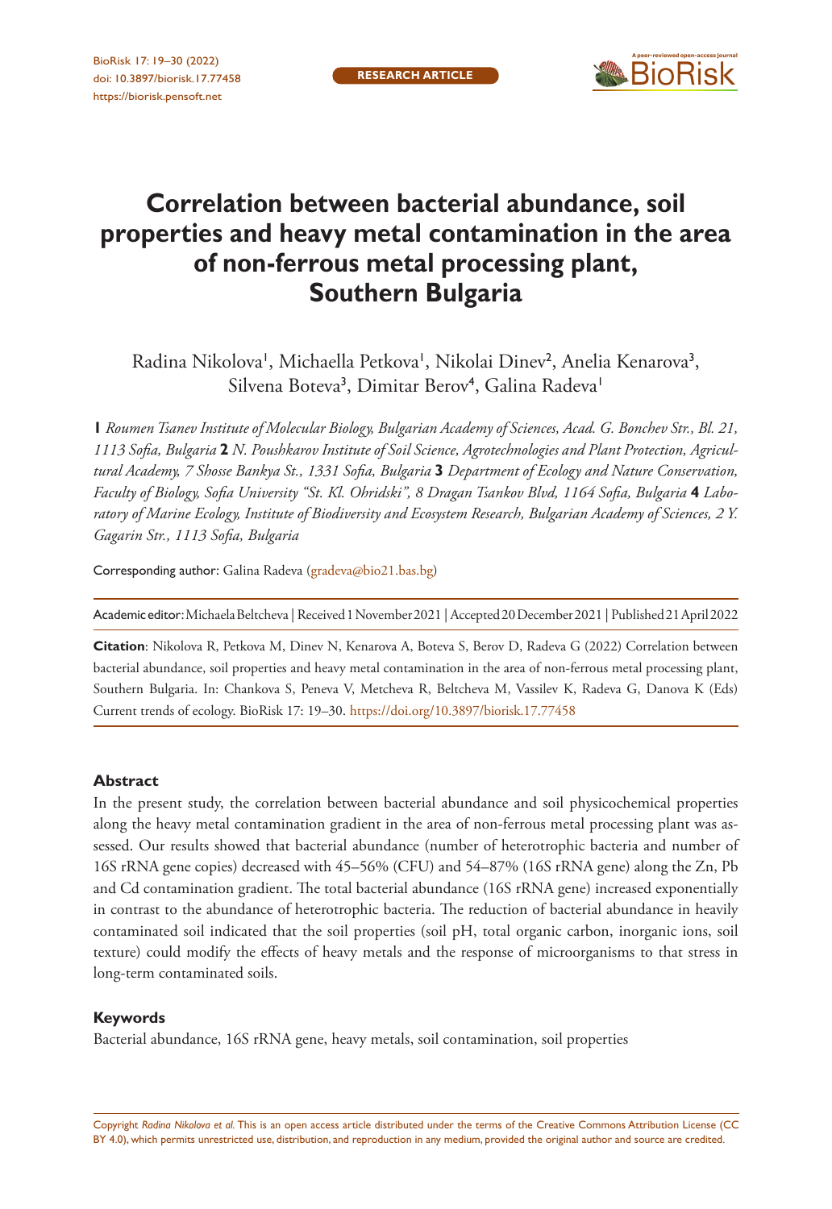RESEARCH ARTICLE

# Correlation between bacterial abundance, soil properties and heavy metal contamination in the area of non-ferrous metal processing plant, Southern Bulgaria

Radina Nikolova[1], Michaella Petkova[1], Nikolai Dinev[2], Anelia Kenarova[3], Silvena Boteva[3], Dimitar Berov[4], Galina Radeva[1]

**1** *Roumen Tsanev Institute of Molecular Biology, Bulgarian Academy of Sciences, Acad. G. Bonchev Str., Bl. 21, 1113 Sofia, Bulgaria* **2** *N. Poushkarov Institute of Soil Science, Agrotechnologies and Plant Protection, Agricultural Academy, 7 Shosse Bankya St., 1331 Sofia, Bulgaria* **3** *Department of Ecology and Nature Conservation, Faculty of Biology, Sofia University "St. Kl. Ohridski", 8 Dragan Tsankov Blvd, 1164 Sofia, Bulgaria* **4** *Laboratory of Marine Ecology, Institute of Biodiversity and Ecosystem Research, Bulgarian Academy of Sciences, 2 Y. Gagarin Str., 1113 Sofia, Bulgaria*

Corresponding author: Galina Radeva (gradeva@bio21.bas.bg)

Academic editor: Michaela Beltcheva | Received 1 November 2021 | Accepted 20 December 2021 | Published 21 April 2022

**Citation**: Nikolova R, Petkova M, Dinev N, Kenarova A, Boteva S, Berov D, Radeva G (2022) Correlation between bacterial abundance, soil properties and heavy metal contamination in the area of non-ferrous metal processing plant, Southern Bulgaria. In: Chankova S, Peneva V, Metcheva R, Beltcheva M, Vassilev K, Radeva G, Danova K (Eds) Current trends of ecology. BioRisk 17: 19–30. https://doi.org/10.3897/biorisk.17.77458

## Abstract

In the present study, the correlation between bacterial abundance and soil physicochemical properties along the heavy metal contamination gradient in the area of non-ferrous metal processing plant was assessed. Our results showed that bacterial abundance (number of heterotrophic bacteria and number of 16S rRNA gene copies) decreased with 45–56% (CFU) and 54–87% (16S rRNA gene) along the Zn, Pb and Cd contamination gradient. The total bacterial abundance (16S rRNA gene) increased exponentially in contrast to the abundance of heterotrophic bacteria. The reduction of bacterial abundance in heavily contaminated soil indicated that the soil properties (soil pH, total organic carbon, inorganic ions, soil texture) could modify the effects of heavy metals and the response of microorganisms to that stress in long-term contaminated soils.

## Keywords

Bacterial abundance, 16S rRNA gene, heavy metals, soil contamination, soil properties

Copyright *Radina Nikolova et al.* This is an open access article distributed under the terms of the Creative Commons Attribution License (CC BY 4.0), which permits unrestricted use, distribution, and reproduction in any medium, provided the original author and source are credited.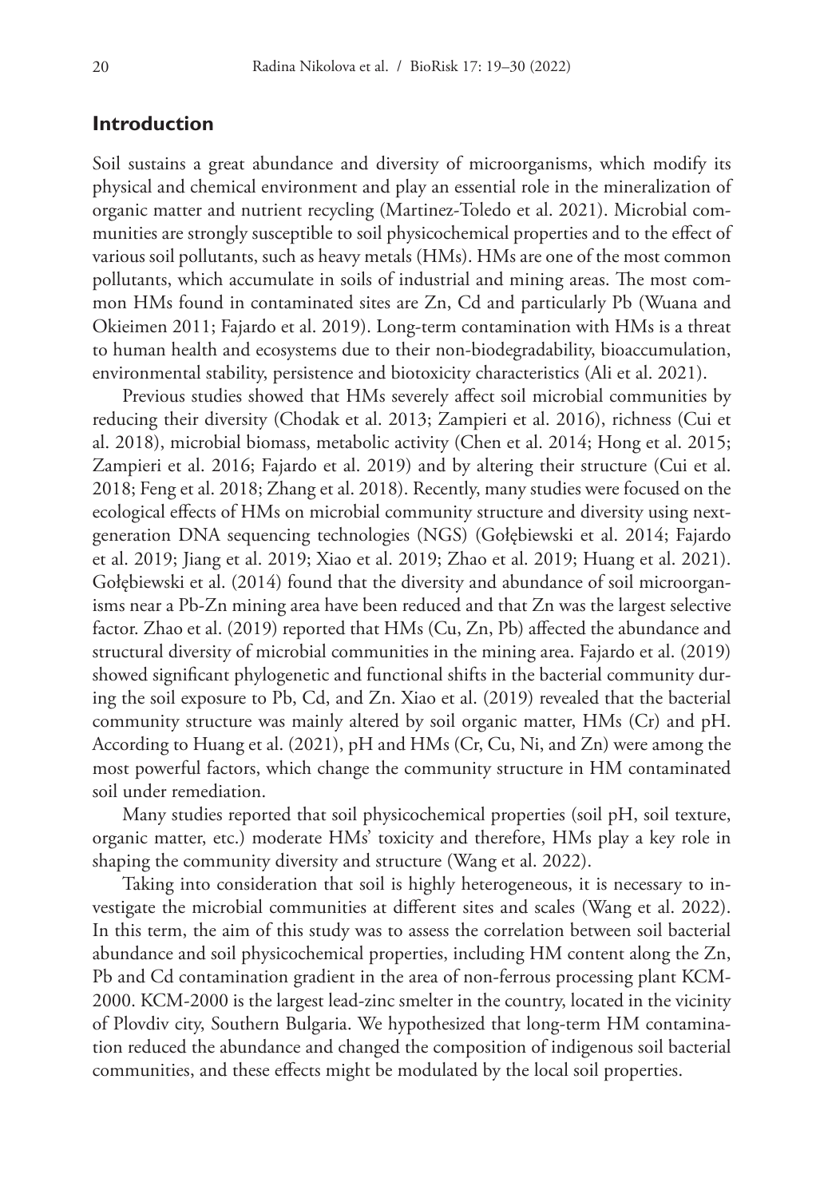## Introduction

Soil sustains a great abundance and diversity of microorganisms, which modify its physical and chemical environment and play an essential role in the mineralization of organic matter and nutrient recycling (Martinez-Toledo et al. 2021). Microbial communities are strongly susceptible to soil physicochemical properties and to the effect of various soil pollutants, such as heavy metals (HMs). HMs are one of the most common pollutants, which accumulate in soils of industrial and mining areas. The most common HMs found in contaminated sites are Zn, Cd and particularly Pb (Wuana and Okieimen 2011; Fajardo et al. 2019). Long-term contamination with HMs is a threat to human health and ecosystems due to their non-biodegradability, bioaccumulation, environmental stability, persistence and biotoxicity characteristics (Ali et al. 2021).

Previous studies showed that HMs severely affect soil microbial communities by reducing their diversity (Chodak et al. 2013; Zampieri et al. 2016), richness (Cui et al. 2018), microbial biomass, metabolic activity (Chen et al. 2014; Hong et al. 2015; Zampieri et al. 2016; Fajardo et al. 2019) and by altering their structure (Cui et al. 2018; Feng et al. 2018; Zhang et al. 2018). Recently, many studies were focused on the ecological effects of HMs on microbial community structure and diversity using next-generation DNA sequencing technologies (NGS) (Gołębiewski et al. 2014; Fajardo et al. 2019; Jiang et al. 2019; Xiao et al. 2019; Zhao et al. 2019; Huang et al. 2021). Gołębiewski et al. (2014) found that the diversity and abundance of soil microorganisms near a Pb-Zn mining area have been reduced and that Zn was the largest selective factor. Zhao et al. (2019) reported that HMs (Cu, Zn, Pb) affected the abundance and structural diversity of microbial communities in the mining area. Fajardo et al. (2019) showed significant phylogenetic and functional shifts in the bacterial community during the soil exposure to Pb, Cd, and Zn. Xiao et al. (2019) revealed that the bacterial community structure was mainly altered by soil organic matter, HMs (Cr) and pH. According to Huang et al. (2021), pH and HMs (Cr, Cu, Ni, and Zn) were among the most powerful factors, which change the community structure in HM contaminated soil under remediation.

Many studies reported that soil physicochemical properties (soil pH, soil texture, organic matter, etc.) moderate HMs' toxicity and therefore, HMs play a key role in shaping the community diversity and structure (Wang et al. 2022).

Taking into consideration that soil is highly heterogeneous, it is necessary to investigate the microbial communities at different sites and scales (Wang et al. 2022). In this term, the aim of this study was to assess the correlation between soil bacterial abundance and soil physicochemical properties, including HM content along the Zn, Pb and Cd contamination gradient in the area of non-ferrous processing plant KCM-2000. KCM-2000 is the largest lead-zinc smelter in the country, located in the vicinity of Plovdiv city, Southern Bulgaria. We hypothesized that long-term HM contamination reduced the abundance and changed the composition of indigenous soil bacterial communities, and these effects might be modulated by the local soil properties.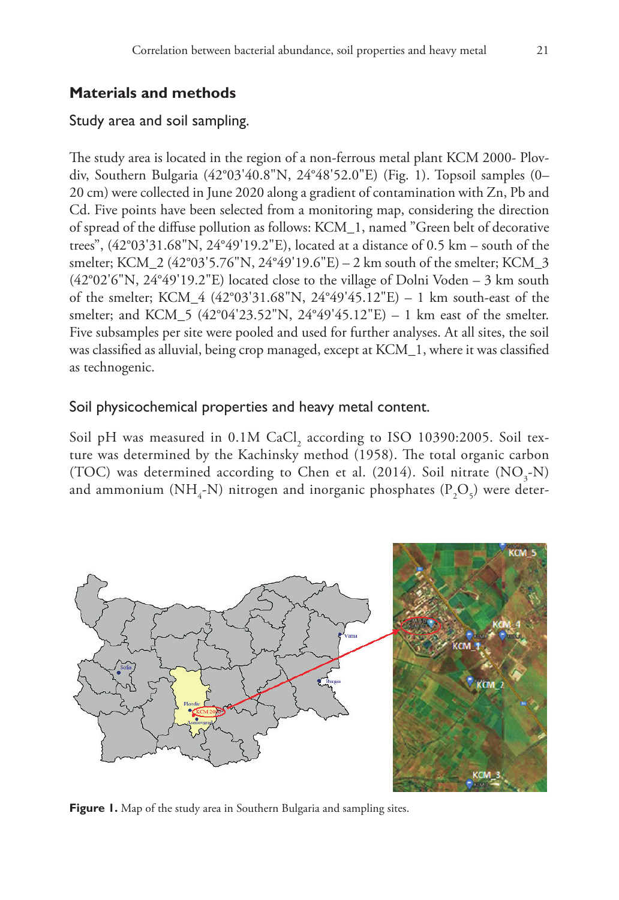## Materials and methods

### Study area and soil sampling.

The study area is located in the region of a non-ferrous metal plant KCM 2000- Plovdiv, Southern Bulgaria (42°03'40.8"N, 24°48'52.0"E) (Fig. 1). Topsoil samples (0–20 cm) were collected in June 2020 along a gradient of contamination with Zn, Pb and Cd. Five points have been selected from a monitoring map, considering the direction of spread of the diffuse pollution as follows: KCM_1, named "Green belt of decorative trees", (42°03'31.68"N, 24°49'19.2"E), located at a distance of 0.5 km – south of the smelter; KCM_2 (42°03'5.76"N, 24°49'19.6"E) – 2 km south of the smelter; KCM_3 (42°02'6"N, 24°49'19.2"E) located close to the village of Dolni Voden – 3 km south of the smelter; KCM_4 (42°03'31.68"N, 24°49'45.12"E) – 1 km south-east of the smelter; and KCM_5 (42°04'23.52"N, 24°49'45.12"E) – 1 km east of the smelter. Five subsamples per site were pooled and used for further analyses. At all sites, the soil was classified as alluvial, being crop managed, except at KCM_1, where it was classified as technogenic.

### Soil physicochemical properties and heavy metal content.

Soil pH was measured in 0.1M $CaCl_2$ according to ISO 10390:2005. Soil texture was determined by the Kachinsky method (1958). The total organic carbon (TOC) was determined according to Chen et al. (2014). Soil nitrate ($NO_3$-N) and ammonium ($NH_4$-N) nitrogen and inorganic phosphates ($P_2O_5$) were deter-

**Figure 1.** Map of the study area in Southern Bulgaria and sampling sites.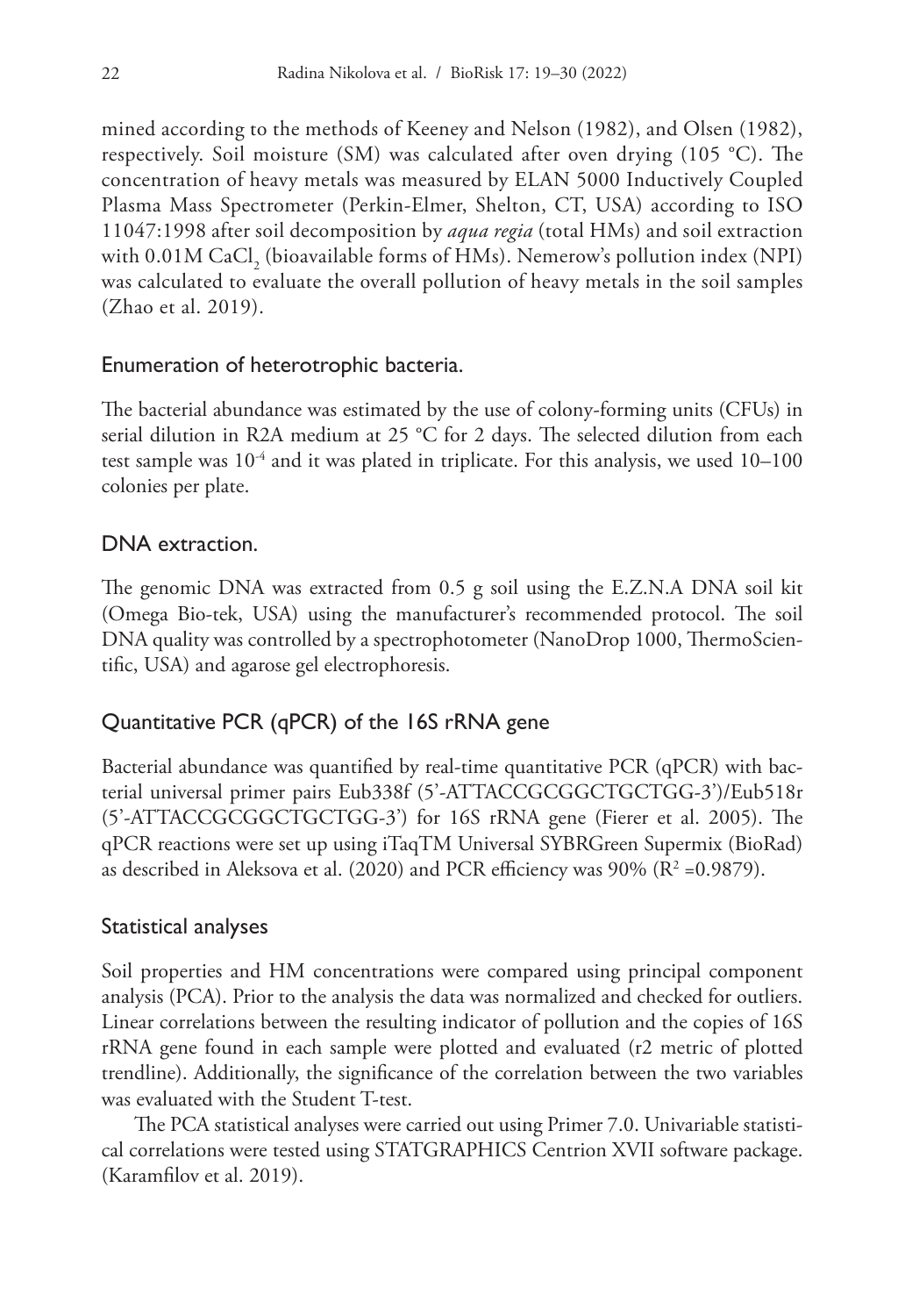mined according to the methods of Keeney and Nelson (1982), and Olsen (1982), respectively. Soil moisture (SM) was calculated after oven drying (105 °C). The concentration of heavy metals was measured by ELAN 5000 Inductively Coupled Plasma Mass Spectrometer (Perkin-Elmer, Shelton, CT, USA) according to ISO 11047:1998 after soil decomposition by *aqua regia* (total HMs) and soil extraction with 0.01M $CaCl_2$ (bioavailable forms of HMs). Nemerow's pollution index (NPI) was calculated to evaluate the overall pollution of heavy metals in the soil samples (Zhao et al. 2019).

## Enumeration of heterotrophic bacteria.

The bacterial abundance was estimated by the use of colony-forming units (CFUs) in serial dilution in R2A medium at 25 °C for 2 days. The selected dilution from each test sample was $10^{-4}$ and it was plated in triplicate. For this analysis, we used 10–100 colonies per plate.

## DNA extraction.

The genomic DNA was extracted from 0.5 g soil using the E.Z.N.A DNA soil kit (Omega Bio-tek, USA) using the manufacturer's recommended protocol. The soil DNA quality was controlled by a spectrophotometer (NanoDrop 1000, ThermoScientific, USA) and agarose gel electrophoresis.

## Quantitative PCR (qPCR) of the 16S rRNA gene

Bacterial abundance was quantified by real-time quantitative PCR (qPCR) with bacterial universal primer pairs Eub338f (5'-ATTACCGCGGCTGCTGG-3')/Eub518r (5'-ATTACCGCGGCTGCTGG-3') for 16S rRNA gene (Fierer et al. 2005). The qPCR reactions were set up using iTaqTM Universal SYBRGreen Supermix (BioRad) as described in Aleksova et al. (2020) and PCR efficiency was 90% ($R^2$ =0.9879).

## Statistical analyses

Soil properties and HM concentrations were compared using principal component analysis (PCA). Prior to the analysis the data was normalized and checked for outliers. Linear correlations between the resulting indicator of pollution and the copies of 16S rRNA gene found in each sample were plotted and evaluated (r2 metric of plotted trendline). Additionally, the significance of the correlation between the two variables was evaluated with the Student T-test.

The PCA statistical analyses were carried out using Primer 7.0. Univariable statistical correlations were tested using STATGRAPHICS Centrion XVII software package. (Karamfilov et al. 2019).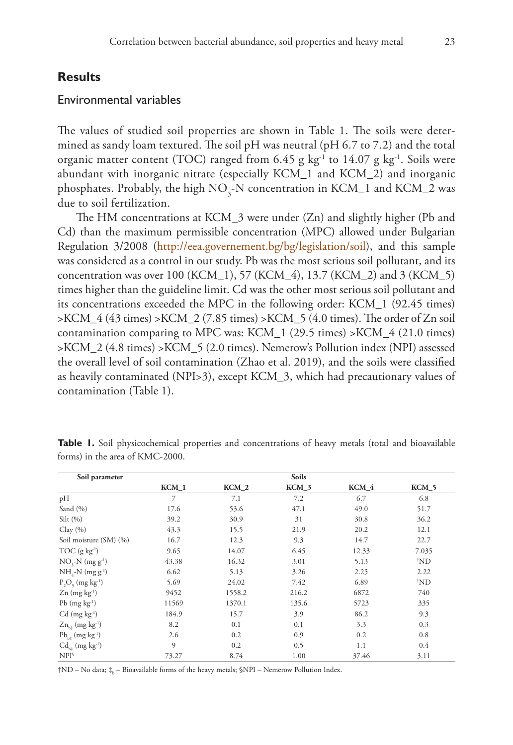## Results

### Environmental variables

The values of studied soil properties are shown in Table 1. The soils were determined as sandy loam textured. The soil pH was neutral (pH 6.7 to 7.2) and the total organic matter content (TOC) ranged from 6.45 g $kg^{-1}$ to 14.07 g $kg^{-1}$. Soils were abundant with inorganic nitrate (especially KCM_1 and KCM_2) and inorganic phosphates. Probably, the high $NO_3$-N concentration in KCM_1 and KCM_2 was due to soil fertilization.

The HM concentrations at KCM_3 were under (Zn) and slightly higher (Pb and Cd) than the maximum permissible concentration (MPC) allowed under Bulgarian Regulation 3/2008 (http://eea.governement.bg/bg/legislation/soil), and this sample was considered as a control in our study. Pb was the most serious soil pollutant, and its concentration was over 100 (KCM_1), 57 (KCM_4), 13.7 (KCM_2) and 3 (KCM_5) times higher than the guideline limit. Cd was the other most serious soil pollutant and its concentrations exceeded the MPC in the following order: KCM_1 (92.45 times) >KCM_4 (43 times) >KCM_2 (7.85 times) >KCM_5 (4.0 times). The order of Zn soil contamination comparing to MPC was: KCM_1 (29.5 times) >KCM_4 (21.0 times) >KCM_2 (4.8 times) >KCM_5 (2.0 times). Nemerow's Pollution index (NPI) assessed the overall level of soil contamination (Zhao et al. 2019), and the soils were classified as heavily contaminated (NPI>3), except KCM_3, which had precautionary values of contamination (Table 1).

**Table 1.** Soil physicochemical properties and concentrations of heavy metals (total and bioavailable forms) in the area of KMC-2000.

| Soil parameter | Soils | | | | |
|---|---|---|---|---|---|
| | KCM_1 | KCM_2 | KCM_3 | KCM_4 | KCM_5 |
| pH | 7 | 7.1 | 7.2 | 6.7 | 6.8 |
| Sand (%) | 17.6 | 53.6 | 47.1 | 49.0 | 51.7 |
| Silt (%) | 39.2 | 30.9 | 31 | 30.8 | 36.2 |
| Clay (%) | 43.3 | 15.5 | 21.9 | 20.2 | 12.1 |
| Soil moisture (SM) (%) | 16.7 | 12.3 | 9.3 | 14.7 | 22.7 |
| TOC (g $kg^{-1}$) | 9.65 | 14.07 | 6.45 | 12.33 | 7.035 |
| $NO_3$-N (mg $g^{-1}$) | 43.38 | 16.32 | 3.01 | 5.13 | †ND |
| $NH_4$-N (mg $g^{-1}$) | 6.62 | 5.13 | 3.26 | 2.25 | 2.22 |
| $P_2O_5$ (mg $kg^{-1}$) | 5.69 | 24.02 | 7.42 | 6.89 | †ND |
| Zn (mg $kg^{-1}$) | 9452 | 1558.2 | 216.2 | 6872 | 740 |
| Pb (mg $kg^{-1}$) | 11569 | 1370.1 | 135.6 | 5723 | 335 |
| Cd (mg $kg^{-1}$) | 184.9 | 15.7 | 3.9 | 86.2 | 9.3 |
| $Zn_{b‡}$ (mg $kg^{-1}$) | 8.2 | 0.1 | 0.1 | 3.3 | 0.3 |
| $Pb_{b‡}$ (mg $kg^{-1}$) | 2.6 | 0.2 | 0.9 | 0.2 | 0.8 |
| $Cd_{b‡}$ (mg $kg^{-1}$) | 9 | 0.2 | 0.5 | 1.1 | 0.4 |
| NPI§ | 73.27 | 8.74 | 1.00 | 37.46 | 3.11 |

†ND – No data; ‡$_b$ – Bioavailable forms of the heavy metals; §NPI – Nemerow Pollution Index.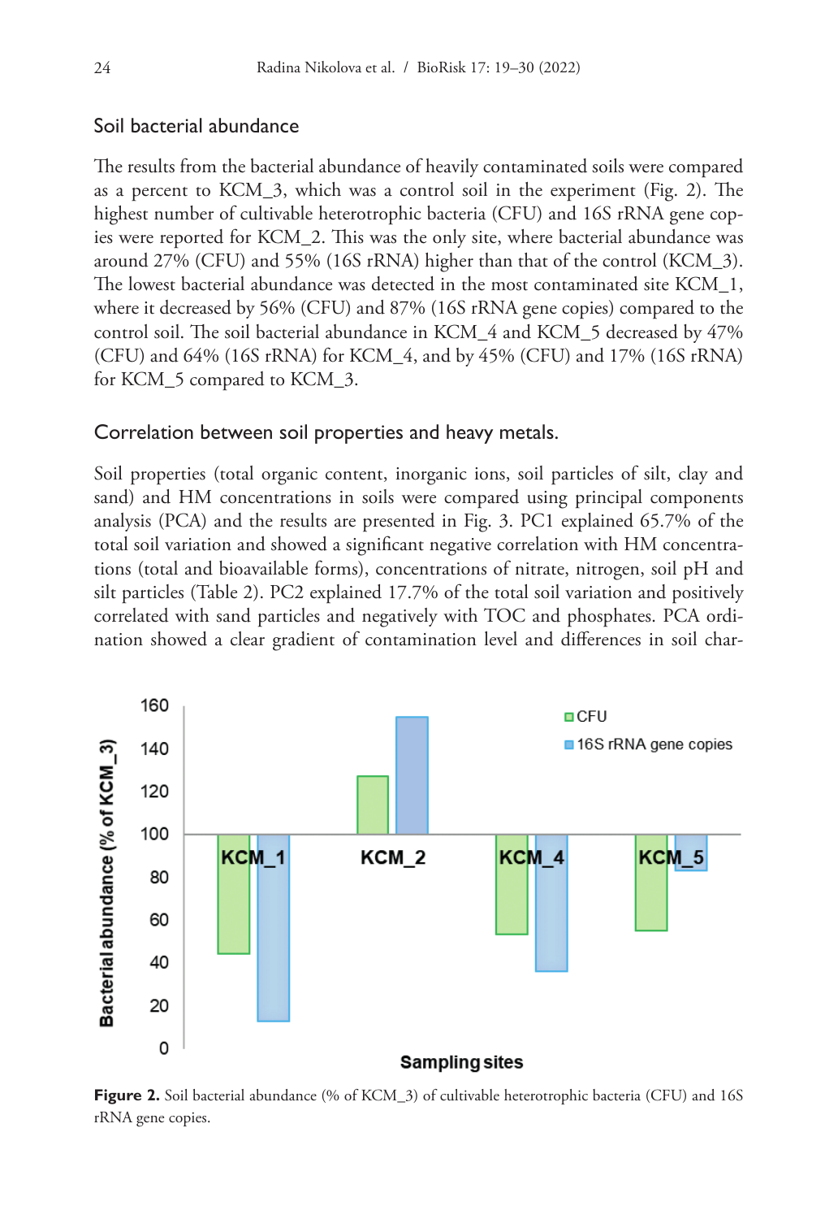## Soil bacterial abundance

The results from the bacterial abundance of heavily contaminated soils were compared as a percent to KCM_3, which was a control soil in the experiment (Fig. 2). The highest number of cultivable heterotrophic bacteria (CFU) and 16S rRNA gene copies were reported for KCM_2. This was the only site, where bacterial abundance was around 27% (CFU) and 55% (16S rRNA) higher than that of the control (KCM_3). The lowest bacterial abundance was detected in the most contaminated site KCM_1, where it decreased by 56% (CFU) and 87% (16S rRNA gene copies) compared to the control soil. The soil bacterial abundance in KCM_4 and KCM_5 decreased by 47% (CFU) and 64% (16S rRNA) for KCM_4, and by 45% (CFU) and 17% (16S rRNA) for KCM_5 compared to KCM_3.

## Correlation between soil properties and heavy metals.

Soil properties (total organic content, inorganic ions, soil particles of silt, clay and sand) and HM concentrations in soils were compared using principal components analysis (PCA) and the results are presented in Fig. 3. PC1 explained 65.7% of the total soil variation and showed a significant negative correlation with HM concentrations (total and bioavailable forms), concentrations of nitrate, nitrogen, soil pH and silt particles (Table 2). PC2 explained 17.7% of the total soil variation and positively correlated with sand particles and negatively with TOC and phosphates. PCA ordination showed a clear gradient of contamination level and differences in soil char-

**Figure 2.** Soil bacterial abundance (% of KCM_3) of cultivable heterotrophic bacteria (CFU) and 16S rRNA gene copies.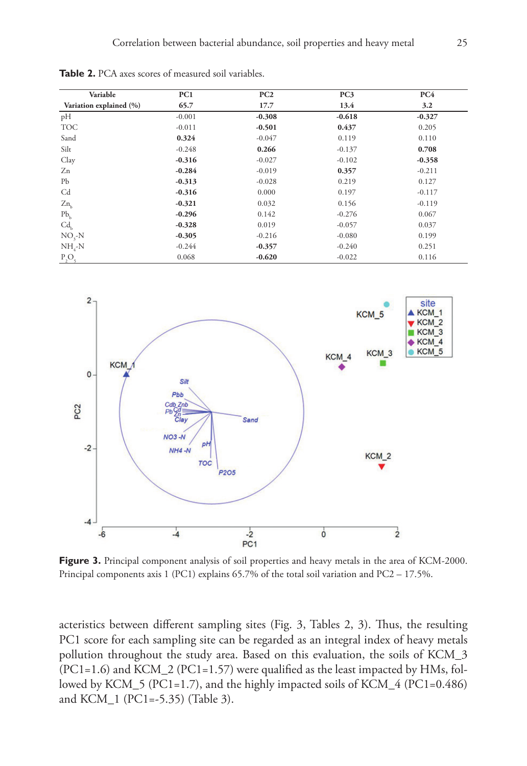**Table 2.** PCA axes scores of measured soil variables.

| Variable | PC1 | PC2 | PC3 | PC4 |
|---|---|---|---|---|
| **Variation explained (%)** | **65.7** | **17.7** | **13.4** | **3.2** |
| pH | -0.001 | **-0.308** | **-0.618** | **-0.327** |
| TOC | -0.011 | **-0.501** | **0.437** | 0.205 |
| Sand | **0.324** | -0.047 | 0.119 | 0.110 |
| Silt | -0.248 | **0.266** | -0.137 | **0.708** |
| Clay | **-0.316** | -0.027 | -0.102 | **-0.358** |
| Zn | **-0.284** | -0.019 | **0.357** | -0.211 |
| Pb | **-0.313** | -0.028 | 0.219 | 0.127 |
| Cd | **-0.316** | 0.000 | 0.197 | -0.117 |
| $Zn_b$ | **-0.321** | 0.032 | 0.156 | -0.119 |
| $Pb_b$ | **-0.296** | 0.142 | -0.276 | 0.067 |
| $Cd_b$ | **-0.328** | 0.019 | -0.057 | 0.037 |
| $NO_3$-N | **-0.305** | -0.216 | -0.080 | 0.199 |
| $NH_4$-N | -0.244 | **-0.357** | -0.240 | 0.251 |
| $P_2O_5$ | 0.068 | **-0.620** | -0.022 | 0.116 |

**Figure 3.** Principal component analysis of soil properties and heavy metals in the area of KCM-2000. Principal components axis 1 (PC1) explains 65.7% of the total soil variation and PC2 – 17.5%.

acteristics between different sampling sites (Fig. 3, Tables 2, 3). Thus, the resulting PC1 score for each sampling site can be regarded as an integral index of heavy metals pollution throughout the study area. Based on this evaluation, the soils of KCM_3 (PC1=1.6) and KCM_2 (PC1=1.57) were qualified as the least impacted by HMs, followed by KCM_5 (PC1=1.7), and the highly impacted soils of KCM_4 (PC1=0.486) and KCM_1 (PC1=-5.35) (Table 3).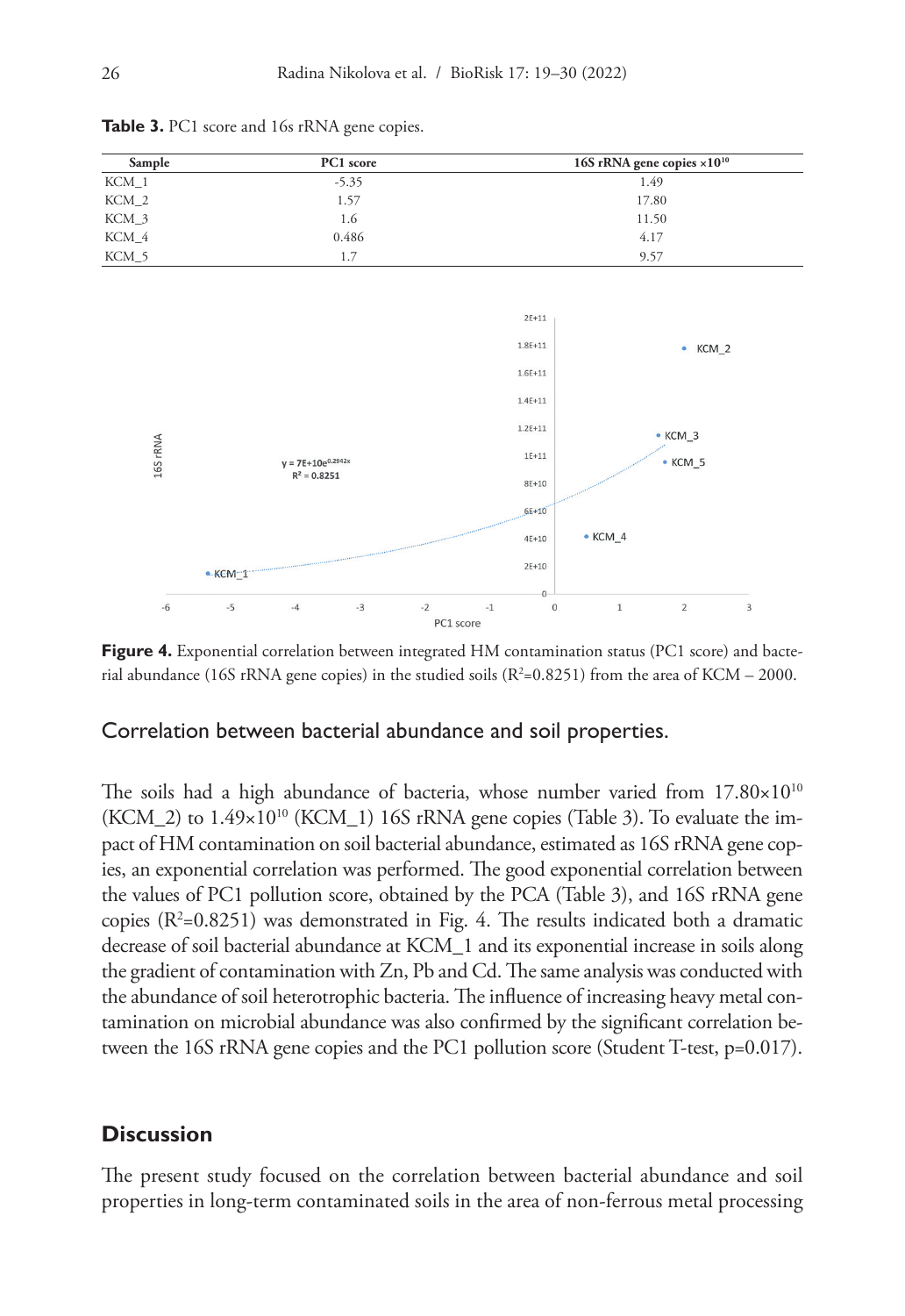**Table 3.** PC1 score and 16s rRNA gene copies.

| Sample | PC1 score | 16S rRNA gene copies $\times 10^{10}$ |
|---|---|---|
| KCM_1 | -5.35 | 1.49 |
| KCM_2 | 1.57 | 17.80 |
| KCM_3 | 1.6 | 11.50 |
| KCM_4 | 0.486 | 4.17 |
| KCM_5 | 1.7 | 9.57 |

**Figure 4.** Exponential correlation between integrated HM contamination status (PC1 score) and bacterial abundance (16S rRNA gene copies) in the studied soils ($R^2$=0.8251) from the area of KCM – 2000.

### Correlation between bacterial abundance and soil properties.

The soils had a high abundance of bacteria, whose number varied from $17.80 \times 10^{10}$ (KCM_2) to $1.49 \times 10^{10}$ (KCM_1) 16S rRNA gene copies (Table 3). To evaluate the impact of HM contamination on soil bacterial abundance, estimated as 16S rRNA gene copies, an exponential correlation was performed. The good exponential correlation between the values of PC1 pollution score, obtained by the PCA (Table 3), and 16S rRNA gene copies ($R^2$=0.8251) was demonstrated in Fig. 4. The results indicated both a dramatic decrease of soil bacterial abundance at KCM_1 and its exponential increase in soils along the gradient of contamination with Zn, Pb and Cd. The same analysis was conducted with the abundance of soil heterotrophic bacteria. The influence of increasing heavy metal contamination on microbial abundance was also confirmed by the significant correlation between the 16S rRNA gene copies and the PC1 pollution score (Student T-test, $p$=0.017).

## Discussion

The present study focused on the correlation between bacterial abundance and soil properties in long-term contaminated soils in the area of non-ferrous metal processing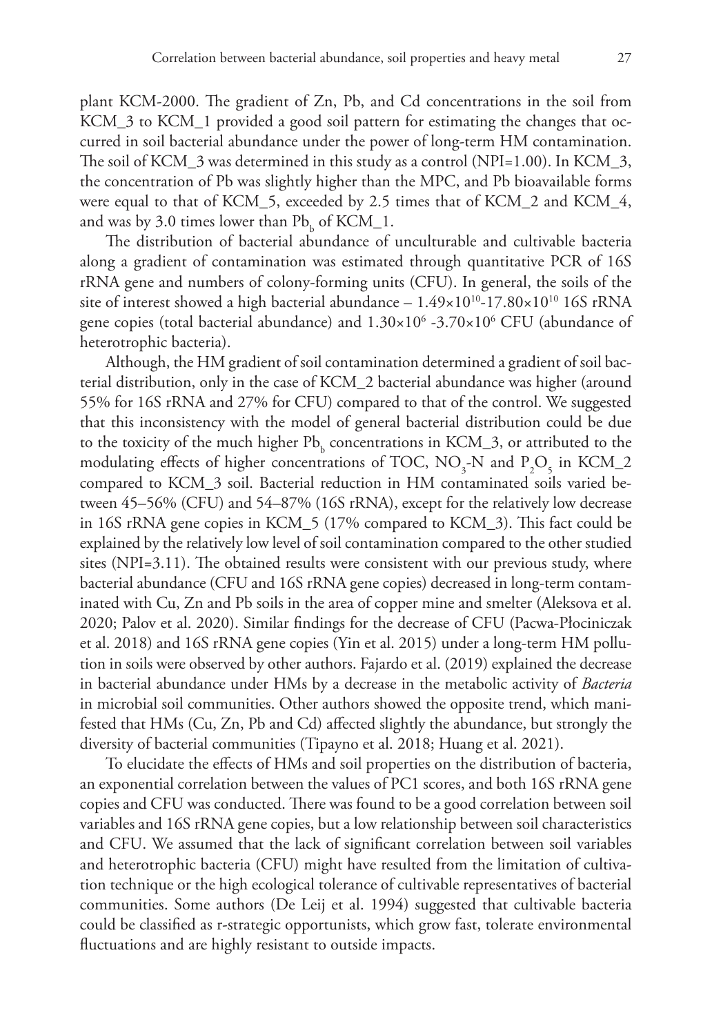plant KCM-2000. The gradient of Zn, Pb, and Cd concentrations in the soil from KCM_3 to KCM_1 provided a good soil pattern for estimating the changes that occurred in soil bacterial abundance under the power of long-term HM contamination. The soil of KCM_3 was determined in this study as a control (NPI=1.00). In KCM_3, the concentration of Pb was slightly higher than the MPC, and Pb bioavailable forms were equal to that of KCM_5, exceeded by 2.5 times that of KCM_2 and KCM_4, and was by 3.0 times lower than $Pb_b$ of KCM_1.

The distribution of bacterial abundance of unculturable and cultivable bacteria along a gradient of contamination was estimated through quantitative PCR of 16S rRNA gene and numbers of colony-forming units (CFU). In general, the soils of the site of interest showed a high bacterial abundance – $1.49 \times 10^{10}$-$17.80 \times 10^{10}$ 16S rRNA gene copies (total bacterial abundance) and $1.30 \times 10^{6}$ -$3.70 \times 10^{6}$ CFU (abundance of heterotrophic bacteria).

Although, the HM gradient of soil contamination determined a gradient of soil bacterial distribution, only in the case of KCM_2 bacterial abundance was higher (around 55% for 16S rRNA and 27% for CFU) compared to that of the control. We suggested that this inconsistency with the model of general bacterial distribution could be due to the toxicity of the much higher $Pb_b$ concentrations in KCM_3, or attributed to the modulating effects of higher concentrations of TOC, $NO_3$-N and $P_2O_5$ in KCM_2 compared to KCM_3 soil. Bacterial reduction in HM contaminated soils varied between 45–56% (CFU) and 54–87% (16S rRNA), except for the relatively low decrease in 16S rRNA gene copies in KCM_5 (17% compared to KCM_3). This fact could be explained by the relatively low level of soil contamination compared to the other studied sites (NPI=3.11). The obtained results were consistent with our previous study, where bacterial abundance (CFU and 16S rRNA gene copies) decreased in long-term contaminated with Cu, Zn and Pb soils in the area of copper mine and smelter (Aleksova et al. 2020; Palov et al. 2020). Similar findings for the decrease of CFU (Pacwa-Płociniczak et al. 2018) and 16S rRNA gene copies (Yin et al. 2015) under a long-term HM pollution in soils were observed by other authors. Fajardo et al. (2019) explained the decrease in bacterial abundance under HMs by a decrease in the metabolic activity of *Bacteria* in microbial soil communities. Other authors showed the opposite trend, which manifested that HMs (Cu, Zn, Pb and Cd) affected slightly the abundance, but strongly the diversity of bacterial communities (Tipayno et al. 2018; Huang et al. 2021).

To elucidate the effects of HMs and soil properties on the distribution of bacteria, an exponential correlation between the values of PC1 scores, and both 16S rRNA gene copies and CFU was conducted. There was found to be a good correlation between soil variables and 16S rRNA gene copies, but a low relationship between soil characteristics and CFU. We assumed that the lack of significant correlation between soil variables and heterotrophic bacteria (CFU) might have resulted from the limitation of cultivation technique or the high ecological tolerance of cultivable representatives of bacterial communities. Some authors (De Leij et al. 1994) suggested that cultivable bacteria could be classified as r-strategic opportunists, which grow fast, tolerate environmental fluctuations and are highly resistant to outside impacts.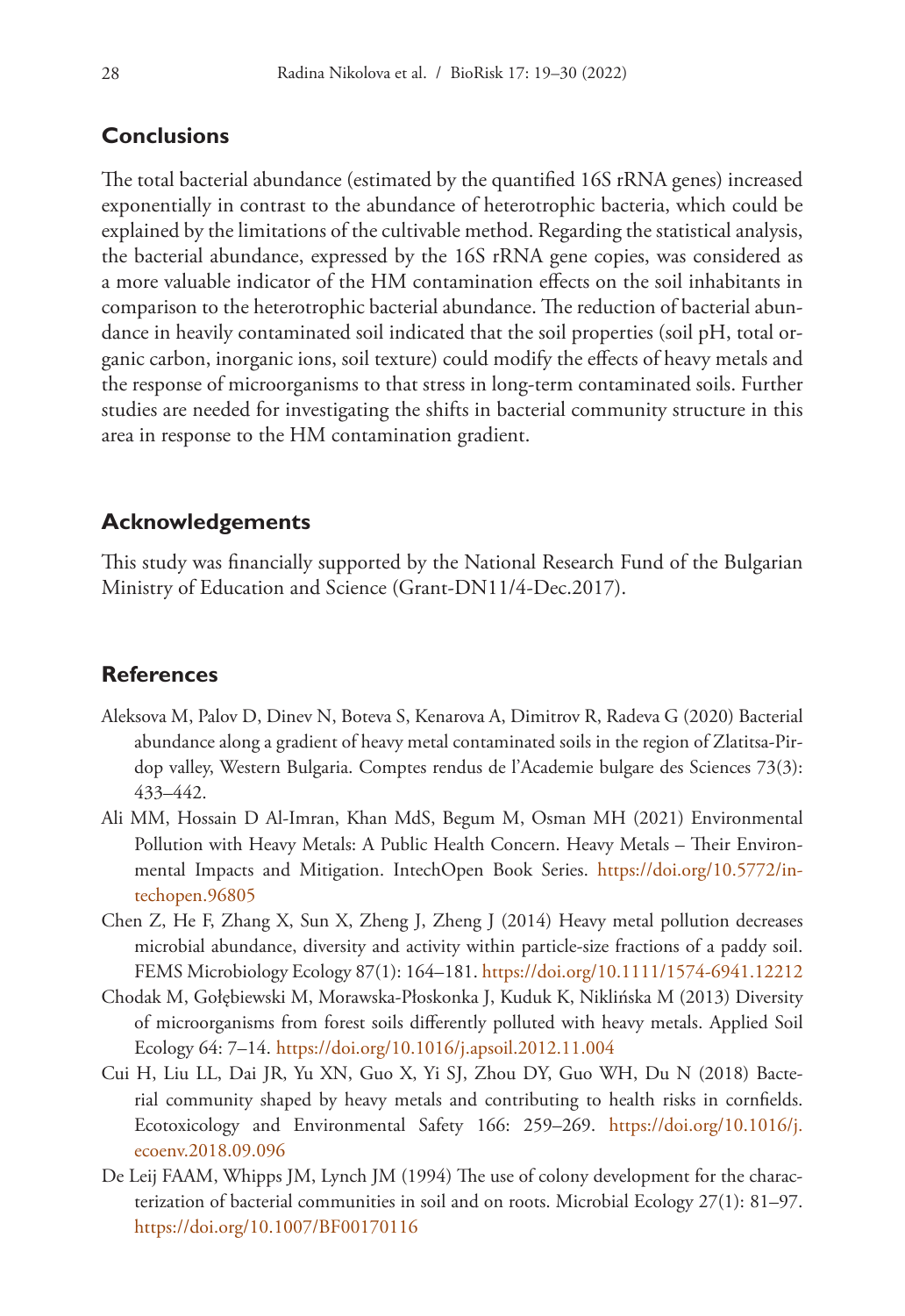## Conclusions

The total bacterial abundance (estimated by the quantified 16S rRNA genes) increased exponentially in contrast to the abundance of heterotrophic bacteria, which could be explained by the limitations of the cultivable method. Regarding the statistical analysis, the bacterial abundance, expressed by the 16S rRNA gene copies, was considered as a more valuable indicator of the HM contamination effects on the soil inhabitants in comparison to the heterotrophic bacterial abundance. The reduction of bacterial abundance in heavily contaminated soil indicated that the soil properties (soil pH, total organic carbon, inorganic ions, soil texture) could modify the effects of heavy metals and the response of microorganisms to that stress in long-term contaminated soils. Further studies are needed for investigating the shifts in bacterial community structure in this area in response to the HM contamination gradient.

## Acknowledgements

This study was financially supported by the National Research Fund of the Bulgarian Ministry of Education and Science (Grant-DN11/4-Dec.2017).

## References

Aleksova M, Palov D, Dinev N, Boteva S, Kenarova A, Dimitrov R, Radeva G (2020) Bacterial abundance along a gradient of heavy metal contaminated soils in the region of Zlatitsa-Pirdop valley, Western Bulgaria. Comptes rendus de l'Academie bulgare des Sciences 73(3): 433–442.

Ali MM, Hossain D Al-Imran, Khan MdS, Begum M, Osman MH (2021) Environmental Pollution with Heavy Metals: A Public Health Concern. Heavy Metals – Their Environmental Impacts and Mitigation. IntechOpen Book Series. https://doi.org/10.5772/intechopen.96805

Chen Z, He F, Zhang X, Sun X, Zheng J, Zheng J (2014) Heavy metal pollution decreases microbial abundance, diversity and activity within particle-size fractions of a paddy soil. FEMS Microbiology Ecology 87(1): 164–181. https://doi.org/10.1111/1574-6941.12212

Chodak M, Gołębiewski M, Morawska-Płoskonka J, Kuduk K, Niklińska M (2013) Diversity of microorganisms from forest soils differently polluted with heavy metals. Applied Soil Ecology 64: 7–14. https://doi.org/10.1016/j.apsoil.2012.11.004

Cui H, Liu LL, Dai JR, Yu XN, Guo X, Yi SJ, Zhou DY, Guo WH, Du N (2018) Bacterial community shaped by heavy metals and contributing to health risks in cornfields. Ecotoxicology and Environmental Safety 166: 259–269. https://doi.org/10.1016/j.ecoenv.2018.09.096

De Leij FAAM, Whipps JM, Lynch JM (1994) The use of colony development for the characterization of bacterial communities in soil and on roots. Microbial Ecology 27(1): 81–97. https://doi.org/10.1007/BF00170116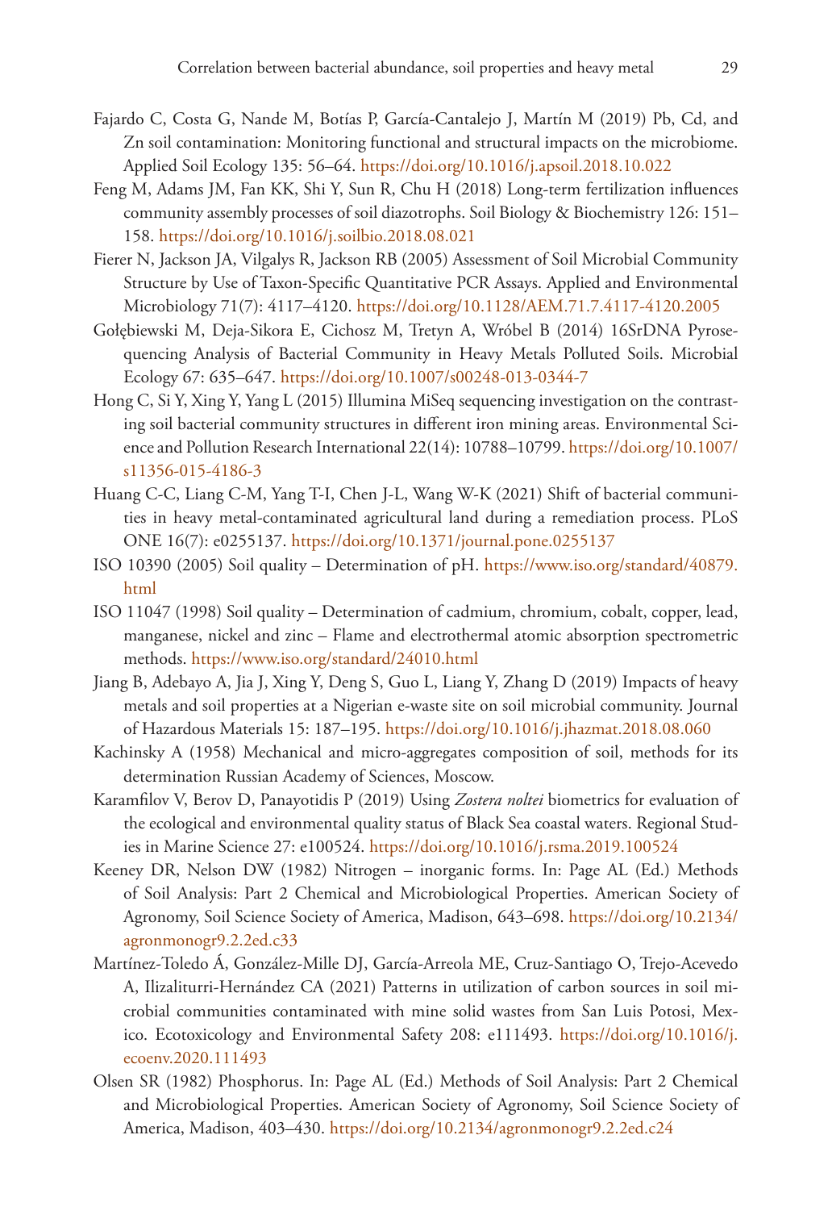Fajardo C, Costa G, Nande M, Botías P, García-Cantalejo J, Martín M (2019) Pb, Cd, and Zn soil contamination: Monitoring functional and structural impacts on the microbiome. Applied Soil Ecology 135: 56–64. https://doi.org/10.1016/j.apsoil.2018.10.022

Feng M, Adams JM, Fan KK, Shi Y, Sun R, Chu H (2018) Long-term fertilization influences community assembly processes of soil diazotrophs. Soil Biology & Biochemistry 126: 151–158. https://doi.org/10.1016/j.soilbio.2018.08.021

Fierer N, Jackson JA, Vilgalys R, Jackson RB (2005) Assessment of Soil Microbial Community Structure by Use of Taxon-Specific Quantitative PCR Assays. Applied and Environmental Microbiology 71(7): 4117–4120. https://doi.org/10.1128/AEM.71.7.4117-4120.2005

Gołębiewski M, Deja-Sikora E, Cichosz M, Tretyn A, Wróbel B (2014) 16SrDNA Pyrosequencing Analysis of Bacterial Community in Heavy Metals Polluted Soils. Microbial Ecology 67: 635–647. https://doi.org/10.1007/s00248-013-0344-7

Hong C, Si Y, Xing Y, Yang L (2015) Illumina MiSeq sequencing investigation on the contrasting soil bacterial community structures in different iron mining areas. Environmental Science and Pollution Research International 22(14): 10788–10799. https://doi.org/10.1007/s11356-015-4186-3

Huang C-C, Liang C-M, Yang T-I, Chen J-L, Wang W-K (2021) Shift of bacterial communities in heavy metal-contaminated agricultural land during a remediation process. PLoS ONE 16(7): e0255137. https://doi.org/10.1371/journal.pone.0255137

ISO 10390 (2005) Soil quality – Determination of pH. https://www.iso.org/standard/40879.html

ISO 11047 (1998) Soil quality – Determination of cadmium, chromium, cobalt, copper, lead, manganese, nickel and zinc – Flame and electrothermal atomic absorption spectrometric methods. https://www.iso.org/standard/24010.html

Jiang B, Adebayo A, Jia J, Xing Y, Deng S, Guo L, Liang Y, Zhang D (2019) Impacts of heavy metals and soil properties at a Nigerian e-waste site on soil microbial community. Journal of Hazardous Materials 15: 187–195. https://doi.org/10.1016/j.jhazmat.2018.08.060

Kachinsky A (1958) Mechanical and micro-aggregates composition of soil, methods for its determination Russian Academy of Sciences, Moscow.

Karamfilov V, Berov D, Panayotidis P (2019) Using *Zostera noltei* biometrics for evaluation of the ecological and environmental quality status of Black Sea coastal waters. Regional Studies in Marine Science 27: e100524. https://doi.org/10.1016/j.rsma.2019.100524

Keeney DR, Nelson DW (1982) Nitrogen – inorganic forms. In: Page AL (Ed.) Methods of Soil Analysis: Part 2 Chemical and Microbiological Properties. American Society of Agronomy, Soil Science Society of America, Madison, 643–698. https://doi.org/10.2134/agronmonogr9.2.2ed.c33

Martínez-Toledo Á, González-Mille DJ, García-Arreola ME, Cruz-Santiago O, Trejo-Acevedo A, Ilizaliturri-Hernández CA (2021) Patterns in utilization of carbon sources in soil microbial communities contaminated with mine solid wastes from San Luis Potosi, Mexico. Ecotoxicology and Environmental Safety 208: e111493. https://doi.org/10.1016/j.ecoenv.2020.111493

Olsen SR (1982) Phosphorus. In: Page AL (Ed.) Methods of Soil Analysis: Part 2 Chemical and Microbiological Properties. American Society of Agronomy, Soil Science Society of America, Madison, 403–430. https://doi.org/10.2134/agronmonogr9.2.2ed.c24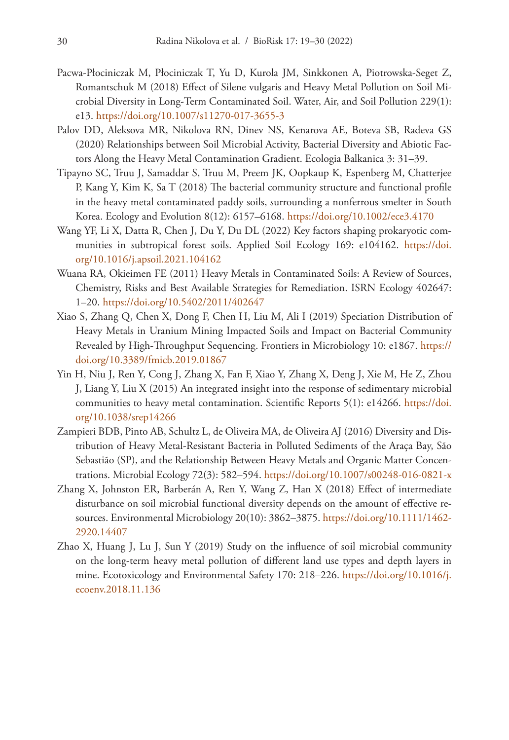Pacwa-Płociniczak M, Płociniczak T, Yu D, Kurola JM, Sinkkonen A, Piotrowska-Seget Z, Romantschuk M (2018) Effect of Silene vulgaris and Heavy Metal Pollution on Soil Microbial Diversity in Long-Term Contaminated Soil. Water, Air, and Soil Pollution 229(1): e13. https://doi.org/10.1007/s11270-017-3655-3

Palov DD, Aleksova MR, Nikolova RN, Dinev NS, Kenarova AE, Boteva SB, Radeva GS (2020) Relationships between Soil Microbial Activity, Bacterial Diversity and Abiotic Factors Along the Heavy Metal Contamination Gradient. Ecologia Balkanica 3: 31–39.

Tipayno SC, Truu J, Samaddar S, Truu M, Preem JK, Oopkaup K, Espenberg M, Chatterjee P, Kang Y, Kim K, Sa T (2018) The bacterial community structure and functional profile in the heavy metal contaminated paddy soils, surrounding a nonferrous smelter in South Korea. Ecology and Evolution 8(12): 6157–6168. https://doi.org/10.1002/ece3.4170

Wang YF, Li X, Datta R, Chen J, Du Y, Du DL (2022) Key factors shaping prokaryotic communities in subtropical forest soils. Applied Soil Ecology 169: e104162. https://doi.org/10.1016/j.apsoil.2021.104162

Wuana RA, Okieimen FE (2011) Heavy Metals in Contaminated Soils: A Review of Sources, Chemistry, Risks and Best Available Strategies for Remediation. ISRN Ecology 402647: 1–20. https://doi.org/10.5402/2011/402647

Xiao S, Zhang Q, Chen X, Dong F, Chen H, Liu M, Ali I (2019) Speciation Distribution of Heavy Metals in Uranium Mining Impacted Soils and Impact on Bacterial Community Revealed by High-Throughput Sequencing. Frontiers in Microbiology 10: e1867. https://doi.org/10.3389/fmicb.2019.01867

Yin H, Niu J, Ren Y, Cong J, Zhang X, Fan F, Xiao Y, Zhang X, Deng J, Xie M, He Z, Zhou J, Liang Y, Liu X (2015) An integrated insight into the response of sedimentary microbial communities to heavy metal contamination. Scientific Reports 5(1): e14266. https://doi.org/10.1038/srep14266

Zampieri BDB, Pinto AB, Schultz L, de Oliveira MA, de Oliveira AJ (2016) Diversity and Distribution of Heavy Metal-Resistant Bacteria in Polluted Sediments of the Araça Bay, São Sebastião (SP), and the Relationship Between Heavy Metals and Organic Matter Concentrations. Microbial Ecology 72(3): 582–594. https://doi.org/10.1007/s00248-016-0821-x

Zhang X, Johnston ER, Barberán A, Ren Y, Wang Z, Han X (2018) Effect of intermediate disturbance on soil microbial functional diversity depends on the amount of effective resources. Environmental Microbiology 20(10): 3862–3875. https://doi.org/10.1111/1462-2920.14407

Zhao X, Huang J, Lu J, Sun Y (2019) Study on the influence of soil microbial community on the long-term heavy metal pollution of different land use types and depth layers in mine. Ecotoxicology and Environmental Safety 170: 218–226. https://doi.org/10.1016/j.ecoenv.2018.11.136